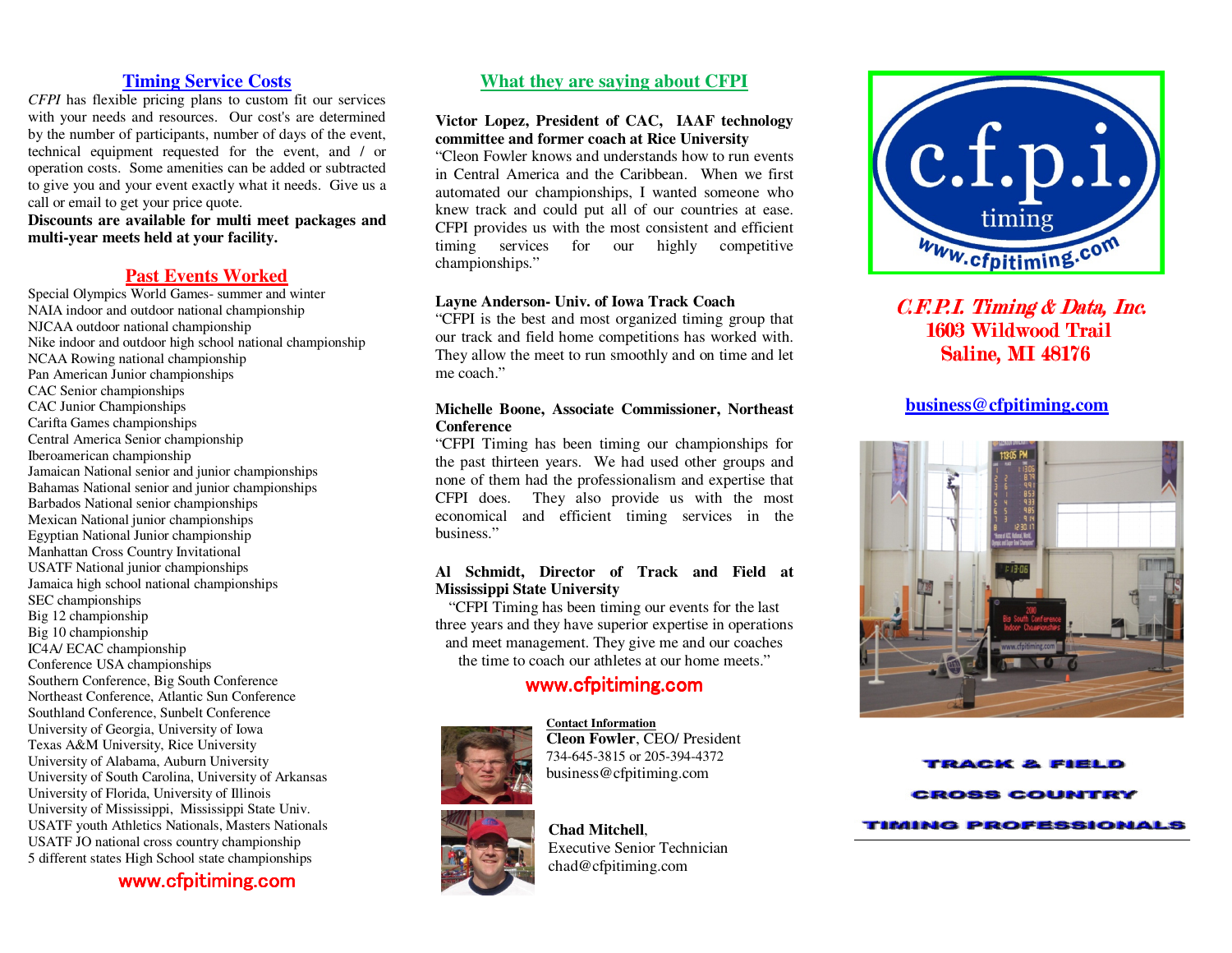## Timing Service Costs

*CFPI* has flexible pricing plans to custom fit our services with your needs and resources. Our cost's are determined by the number of participants, number of days of the event, technical equipment requested for the event, and / or operation costs. Some amenities can be added or subtracted to give you and your event exactly what it needs. Give us a call or email to get your price quote.

**Discounts are available for multi meet packages and multi-year meets held at your facility.**

## Past Events Worked

Special Olympics World Games- summer and winter
NAIA indoor and outdoor national championship
NJCAA outdoor national championship
Nike indoor and outdoor high school national championship
NCAA Rowing national championship
Pan American Junior championships
CAC Senior championships
CAC Junior Championships
Carifta Games championships
Central America Senior championship
Iberoamerican championship
Jamaican National senior and junior championships
Bahamas National senior and junior championships
Barbados National senior championships
Mexican National junior championships
Egyptian National Junior championship
Manhattan Cross Country Invitational
USATF National junior championships
Jamaica high school national championships
SEC championships
Big 12 championship
Big 10 championship
IC4A/ ECAC championship
Conference USA championships
Southern Conference, Big South Conference
Northeast Conference, Atlantic Sun Conference
Southland Conference, Sunbelt Conference
University of Georgia, University of Iowa
Texas A&M University, Rice University
University of Alabama, Auburn University
University of South Carolina, University of Arkansas
University of Florida, University of Illinois
University of Mississippi, Mississippi State Univ.
USATF youth Athletics Nationals, Masters Nationals
USATF JO national cross country championship
5 different states High School state championships

www.cfpitiming.com

## What they are saying about CFPI

**Victor Lopez, President of CAC, IAAF technology committee and former coach at Rice University**
"Cleon Fowler knows and understands how to run events in Central America and the Caribbean. When we first automated our championships, I wanted someone who knew track and could put all of our countries at ease. CFPI provides us with the most consistent and efficient timing services for our highly competitive championships."

**Layne Anderson- Univ. of Iowa Track Coach**
"CFPI is the best and most organized timing group that our track and field home competitions has worked with. They allow the meet to run smoothly and on time and let me coach."

**Michelle Boone, Associate Commissioner, Northeast Conference**
"CFPI Timing has been timing our championships for the past thirteen years. We had used other groups and none of them had the professionalism and expertise that CFPI does. They also provide us with the most economical and efficient timing services in the business."

**Al Schmidt, Director of Track and Field at Mississippi State University**
"CFPI Timing has been timing our events for the last three years and they have superior expertise in operations and meet management. They give me and our coaches the time to coach our athletes at our home meets."

www.cfpitiming.com

**Contact Information**

**Cleon Fowler**, CEO/ President
734-645-3815 or 205-394-4372
business@cfpitiming.com

**Chad Mitchell**,
Executive Senior Technician
chad@cfpitiming.com

c.f.p.i. timing
www.cfpitiming.com

*C.F.P.I. Timing & Data, Inc.*
1603 Wildwood Trail
Saline, MI 48176

business@cfpitiming.com

TRACK & FIELD
CROSS COUNTRY
TIMING PROFESSIONALS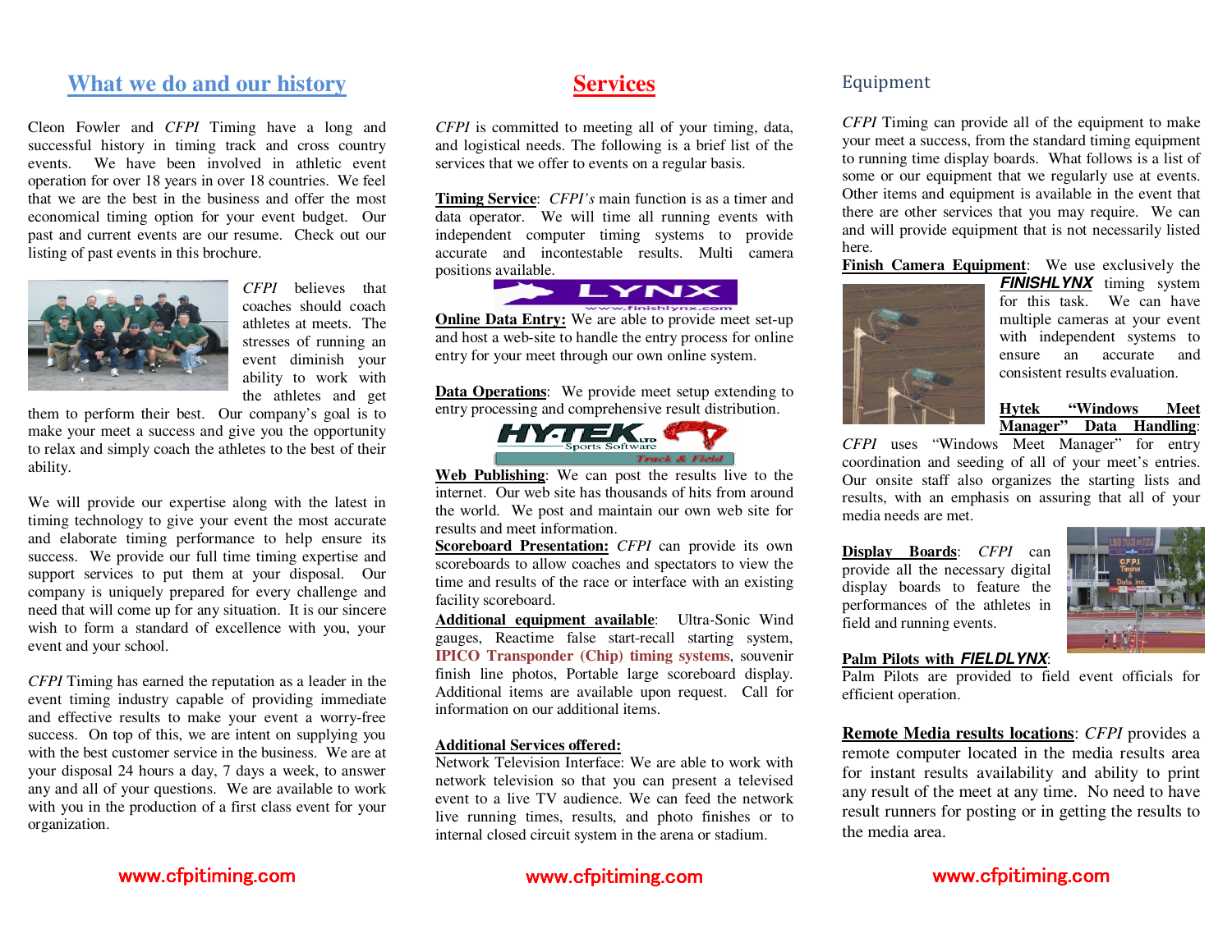## What we do and our history

Cleon Fowler and *CFPI* Timing have a long and successful history in timing track and cross country events. We have been involved in athletic event operation for over 18 years in over 18 countries. We feel that we are the best in the business and offer the most economical timing option for your event budget. Our past and current events are our resume. Check out our listing of past events in this brochure.

*CFPI* believes that coaches should coach athletes at meets. The stresses of running an event diminish your ability to work with the athletes and get them to perform their best. Our company's goal is to make your meet a success and give you the opportunity to relax and simply coach the athletes to the best of their ability.

We will provide our expertise along with the latest in timing technology to give your event the most accurate and elaborate timing performance to help ensure its success. We provide our full time timing expertise and support services to put them at your disposal. Our company is uniquely prepared for every challenge and need that will come up for any situation. It is our sincere wish to form a standard of excellence with you, your event and your school.

*CFPI* Timing has earned the reputation as a leader in the event timing industry capable of providing immediate and effective results to make your event a worry-free success. On top of this, we are intent on supplying you with the best customer service in the business. We are at your disposal 24 hours a day, 7 days a week, to answer any and all of your questions. We are available to work with you in the production of a first class event for your organization.

www.cfpitiming.com

## Services

*CFPI* is committed to meeting all of your timing, data, and logistical needs. The following is a brief list of the services that we offer to events on a regular basis.

**Timing Service**: *CFPI's* main function is as a timer and data operator. We will time all running events with independent computer timing systems to provide accurate and incontestable results. Multi camera positions available.

LYNX
www.finishlynx.com

**Online Data Entry:** We are able to provide meet set-up and host a web-site to handle the entry process for online entry for your meet through our own online system.

**Data Operations**: We provide meet setup extending to entry processing and comprehensive result distribution.

HY-TEK LTD Sports Software
Track & Field

**Web Publishing**: We can post the results live to the internet. Our web site has thousands of hits from around the world. We post and maintain our own web site for results and meet information.

**Scoreboard Presentation:** *CFPI* can provide its own scoreboards to allow coaches and spectators to view the time and results of the race or interface with an existing facility scoreboard.

**Additional equipment available**: Ultra-Sonic Wind gauges, Reactime false start-recall starting system, **IPICO Transponder (Chip) timing systems**, souvenir finish line photos, Portable large scoreboard display. Additional items are available upon request. Call for information on our additional items.

**Additional Services offered:**
Network Television Interface: We are able to work with network television so that you can present a televised event to a live TV audience. We can feed the network live running times, results, and photo finishes or to internal closed circuit system in the arena or stadium.

www.cfpitiming.com

## Equipment

*CFPI* Timing can provide all of the equipment to make your meet a success, from the standard timing equipment to running time display boards. What follows is a list of some or our equipment that we regularly use at events. Other items and equipment is available in the event that there are other services that you may require. We can and will provide equipment that is not necessarily listed here.

**Finish Camera Equipment**: We use exclusively the ***FINISHLYNX*** timing system for this task. We can have multiple cameras at your event with independent systems to ensure an accurate and consistent results evaluation.

**Hytek "Windows Meet Manager" Data Handling**: *CFPI* uses "Windows Meet Manager" for entry coordination and seeding of all of your meet's entries. Our onsite staff also organizes the starting lists and results, with an emphasis on assuring that all of your media needs are met.

**Display Boards**: *CFPI* can provide all the necessary digital display boards to feature the performances of the athletes in field and running events.

**Palm Pilots with *FIELDLYNX***:
Palm Pilots are provided to field event officials for efficient operation.

**Remote Media results locations**: *CFPI* provides a remote computer located in the media results area for instant results availability and ability to print any result of the meet at any time. No need to have result runners for posting or in getting the results to the media area.

www.cfpitiming.com